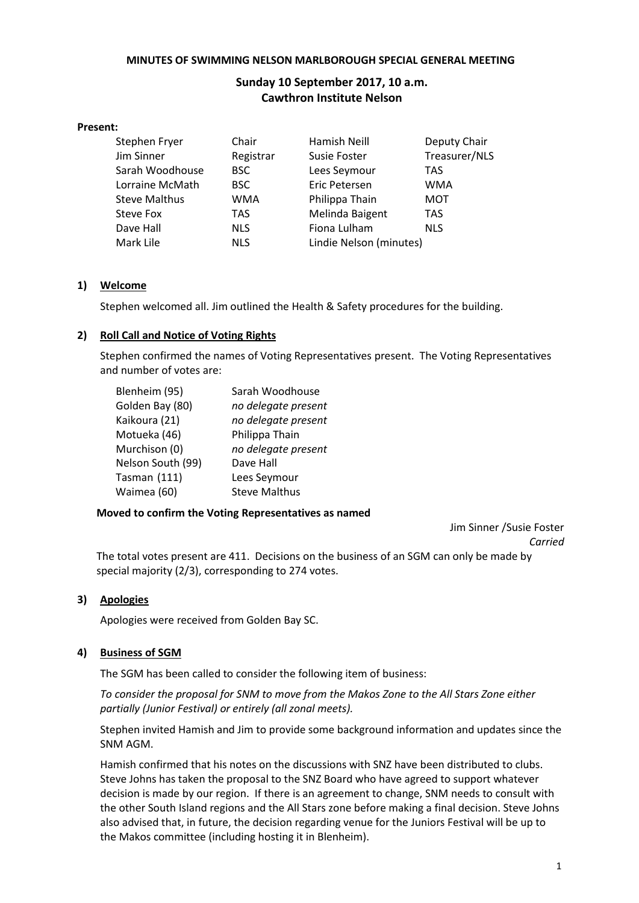**MINUTES OF SWIMMING NELSON MARLBOROUGH SPECIAL GENERAL MEETING**

**Sunday 10 September 2017, 10 a.m.**
**Cawthron Institute Nelson**

**Present:**

| | | | |
|---|---|---|---|
| Stephen Fryer | Chair | Hamish Neill | Deputy Chair |
| Jim Sinner | Registrar | Susie Foster | Treasurer/NLS |
| Sarah Woodhouse | BSC | Lees Seymour | TAS |
| Lorraine McMath | BSC | Eric Petersen | WMA |
| Steve Malthus | WMA | Philippa Thain | MOT |
| Steve Fox | TAS | Melinda Baigent | TAS |
| Dave Hall | NLS | Fiona Lulham | NLS |
| Mark Lile | NLS | Lindie Nelson (minutes) | |

## 1) Welcome

Stephen welcomed all. Jim outlined the Health & Safety procedures for the building.

## 2) Roll Call and Notice of Voting Rights

Stephen confirmed the names of Voting Representatives present. The Voting Representatives and number of votes are:

| | |
|---|---|
| Blenheim (95) | Sarah Woodhouse |
| Golden Bay (80) | *no delegate present* |
| Kaikoura (21) | *no delegate present* |
| Motueka (46) | Philippa Thain |
| Murchison (0) | *no delegate present* |
| Nelson South (99) | Dave Hall |
| Tasman (111) | Lees Seymour |
| Waimea (60) | Steve Malthus |

**Moved to confirm the Voting Representatives as named**

Jim Sinner /Susie Foster
*Carried*

The total votes present are 411. Decisions on the business of an SGM can only be made by special majority (2/3), corresponding to 274 votes.

## 3) Apologies

Apologies were received from Golden Bay SC.

## 4) Business of SGM

The SGM has been called to consider the following item of business:

*To consider the proposal for SNM to move from the Makos Zone to the All Stars Zone either partially (Junior Festival) or entirely (all zonal meets).*

Stephen invited Hamish and Jim to provide some background information and updates since the SNM AGM.

Hamish confirmed that his notes on the discussions with SNZ have been distributed to clubs. Steve Johns has taken the proposal to the SNZ Board who have agreed to support whatever decision is made by our region. If there is an agreement to change, SNM needs to consult with the other South Island regions and the All Stars zone before making a final decision. Steve Johns also advised that, in future, the decision regarding venue for the Juniors Festival will be up to the Makos committee (including hosting it in Blenheim).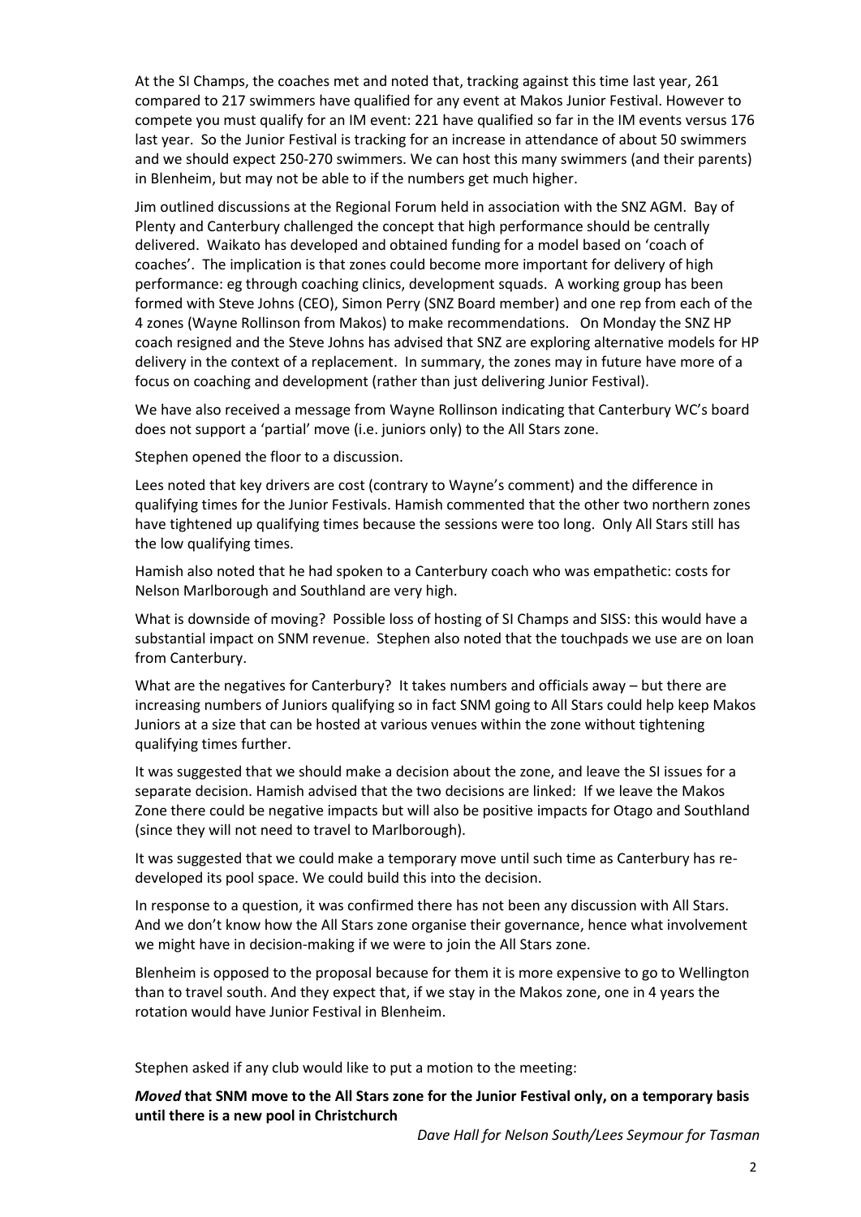At the SI Champs, the coaches met and noted that, tracking against this time last year, 261 compared to 217 swimmers have qualified for any event at Makos Junior Festival. However to compete you must qualify for an IM event: 221 have qualified so far in the IM events versus 176 last year. So the Junior Festival is tracking for an increase in attendance of about 50 swimmers and we should expect 250-270 swimmers. We can host this many swimmers (and their parents) in Blenheim, but may not be able to if the numbers get much higher.

Jim outlined discussions at the Regional Forum held in association with the SNZ AGM. Bay of Plenty and Canterbury challenged the concept that high performance should be centrally delivered. Waikato has developed and obtained funding for a model based on 'coach of coaches'. The implication is that zones could become more important for delivery of high performance: eg through coaching clinics, development squads. A working group has been formed with Steve Johns (CEO), Simon Perry (SNZ Board member) and one rep from each of the 4 zones (Wayne Rollinson from Makos) to make recommendations. On Monday the SNZ HP coach resigned and the Steve Johns has advised that SNZ are exploring alternative models for HP delivery in the context of a replacement. In summary, the zones may in future have more of a focus on coaching and development (rather than just delivering Junior Festival).

We have also received a message from Wayne Rollinson indicating that Canterbury WC's board does not support a 'partial' move (i.e. juniors only) to the All Stars zone.

Stephen opened the floor to a discussion.

Lees noted that key drivers are cost (contrary to Wayne's comment) and the difference in qualifying times for the Junior Festivals. Hamish commented that the other two northern zones have tightened up qualifying times because the sessions were too long. Only All Stars still has the low qualifying times.

Hamish also noted that he had spoken to a Canterbury coach who was empathetic: costs for Nelson Marlborough and Southland are very high.

What is downside of moving? Possible loss of hosting of SI Champs and SISS: this would have a substantial impact on SNM revenue. Stephen also noted that the touchpads we use are on loan from Canterbury.

What are the negatives for Canterbury? It takes numbers and officials away – but there are increasing numbers of Juniors qualifying so in fact SNM going to All Stars could help keep Makos Juniors at a size that can be hosted at various venues within the zone without tightening qualifying times further.

It was suggested that we should make a decision about the zone, and leave the SI issues for a separate decision. Hamish advised that the two decisions are linked: If we leave the Makos Zone there could be negative impacts but will also be positive impacts for Otago and Southland (since they will not need to travel to Marlborough).

It was suggested that we could make a temporary move until such time as Canterbury has re-developed its pool space. We could build this into the decision.

In response to a question, it was confirmed there has not been any discussion with All Stars. And we don't know how the All Stars zone organise their governance, hence what involvement we might have in decision-making if we were to join the All Stars zone.

Blenheim is opposed to the proposal because for them it is more expensive to go to Wellington than to travel south. And they expect that, if we stay in the Makos zone, one in 4 years the rotation would have Junior Festival in Blenheim.

Stephen asked if any club would like to put a motion to the meeting:

***Moved* that SNM move to the All Stars zone for the Junior Festival only, on a temporary basis until there is a new pool in Christchurch**

*Dave Hall for Nelson South/Lees Seymour for Tasman*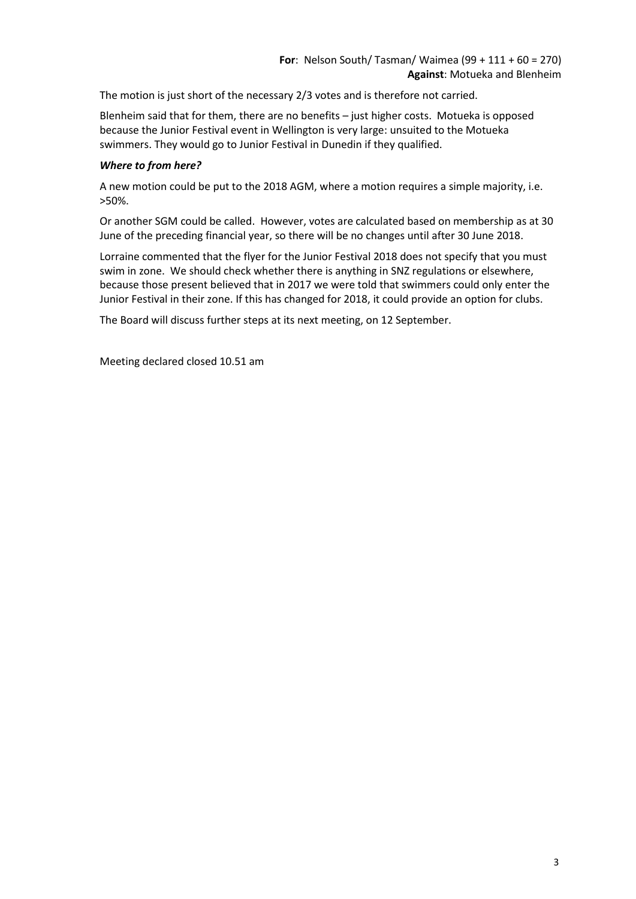**For**: Nelson South/ Tasman/ Waimea (99 + 111 + 60 = 270)
**Against**: Motueka and Blenheim

The motion is just short of the necessary 2/3 votes and is therefore not carried.

Blenheim said that for them, there are no benefits – just higher costs. Motueka is opposed because the Junior Festival event in Wellington is very large: unsuited to the Motueka swimmers. They would go to Junior Festival in Dunedin if they qualified.

***Where to from here?***

A new motion could be put to the 2018 AGM, where a motion requires a simple majority, i.e. >50%.

Or another SGM could be called. However, votes are calculated based on membership as at 30 June of the preceding financial year, so there will be no changes until after 30 June 2018.

Lorraine commented that the flyer for the Junior Festival 2018 does not specify that you must swim in zone. We should check whether there is anything in SNZ regulations or elsewhere, because those present believed that in 2017 we were told that swimmers could only enter the Junior Festival in their zone. If this has changed for 2018, it could provide an option for clubs.

The Board will discuss further steps at its next meeting, on 12 September.

Meeting declared closed 10.51 am